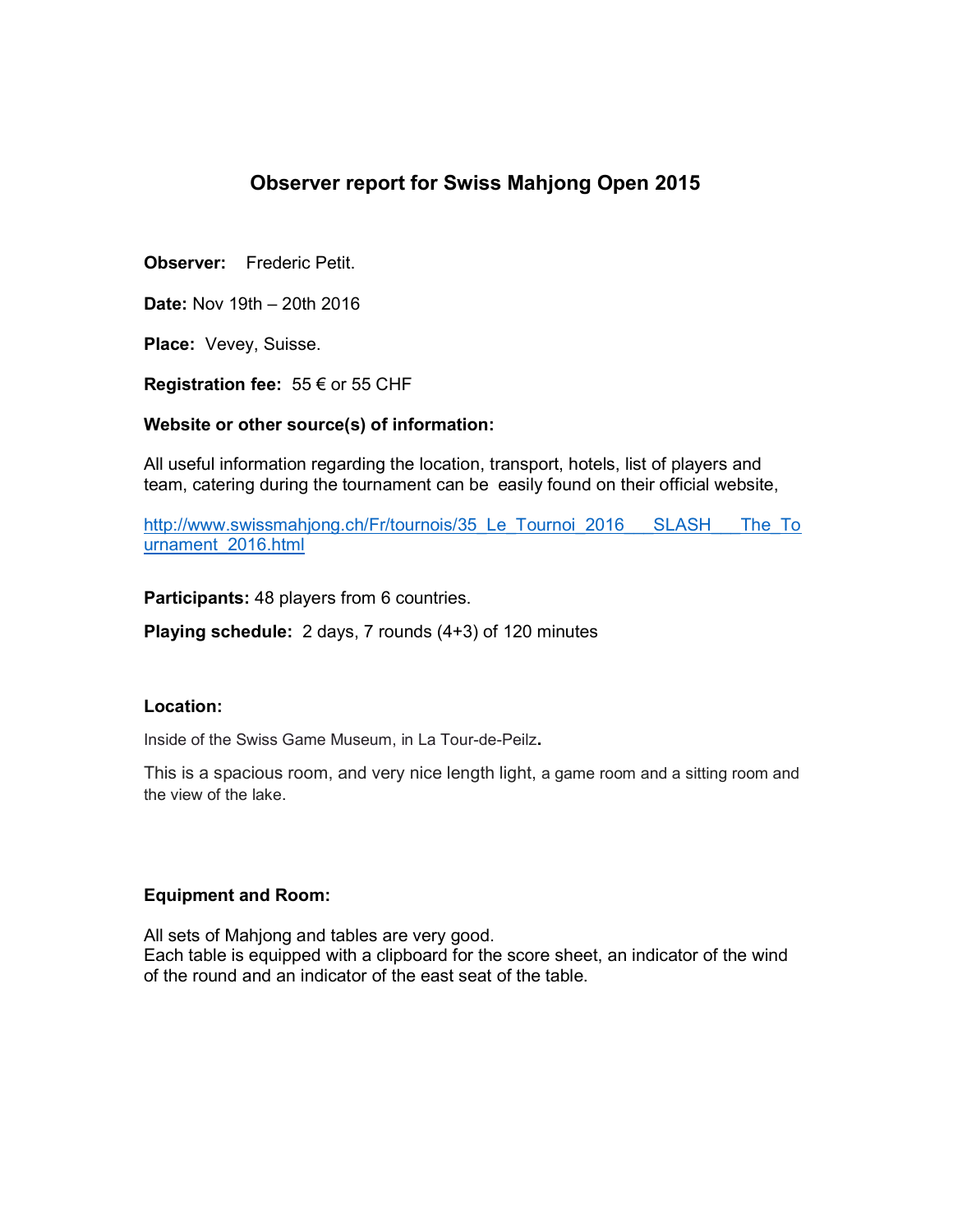# Observer report for Swiss Mahjong Open 2015

**Observer:** Frederic Petit.

**Date:** Nov 19th – 20th 2016

**Place:** Vevey, Suisse.

**Registration fee:** 55 € or 55 CHF

**Website or other source(s) of information:**

All useful information regarding the location, transport, hotels, list of players and team, catering during the tournament can be easily found on their official website,

[http://www.swissmahjong.ch/Fr/tournois/35_Le_Tournoi_2016___SLASH___The_Tournament_2016.html](http://www.swissmahjong.ch/Fr/tournois/35_Le_Tournoi_2016___SLASH___The_Tournament_2016.html)

**Participants:** 48 players from 6 countries.

**Playing schedule:** 2 days, 7 rounds (4+3) of 120 minutes

**Location:**

Inside of the Swiss Game Museum, in La Tour-de-Peilz**.**

This is a spacious room, and very nice length light, a game room and a sitting room and the view of the lake.

**Equipment and Room:**

All sets of Mahjong and tables are very good.
Each table is equipped with a clipboard for the score sheet, an indicator of the wind of the round and an indicator of the east seat of the table.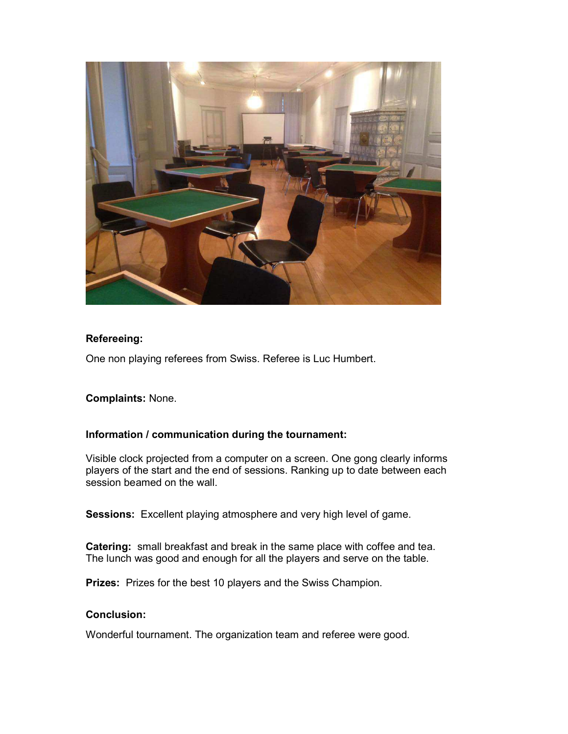**Refereeing:**

One non playing referees from Swiss. Referee is Luc Humbert.

**Complaints:** None.

**Information / communication during the tournament:**

Visible clock projected from a computer on a screen. One gong clearly informs players of the start and the end of sessions. Ranking up to date between each session beamed on the wall.

**Sessions:** Excellent playing atmosphere and very high level of game.

**Catering:** small breakfast and break in the same place with coffee and tea. The lunch was good and enough for all the players and serve on the table.

**Prizes:** Prizes for the best 10 players and the Swiss Champion.

**Conclusion:**

Wonderful tournament. The organization team and referee were good.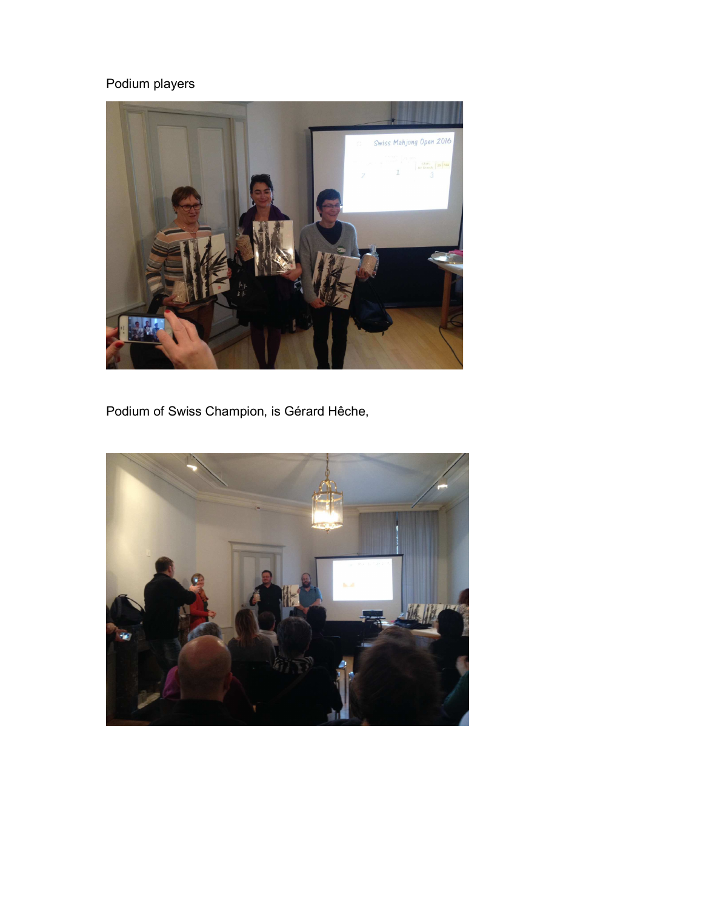Podium players

Podium of Swiss Champion, is Gérard Hêche,